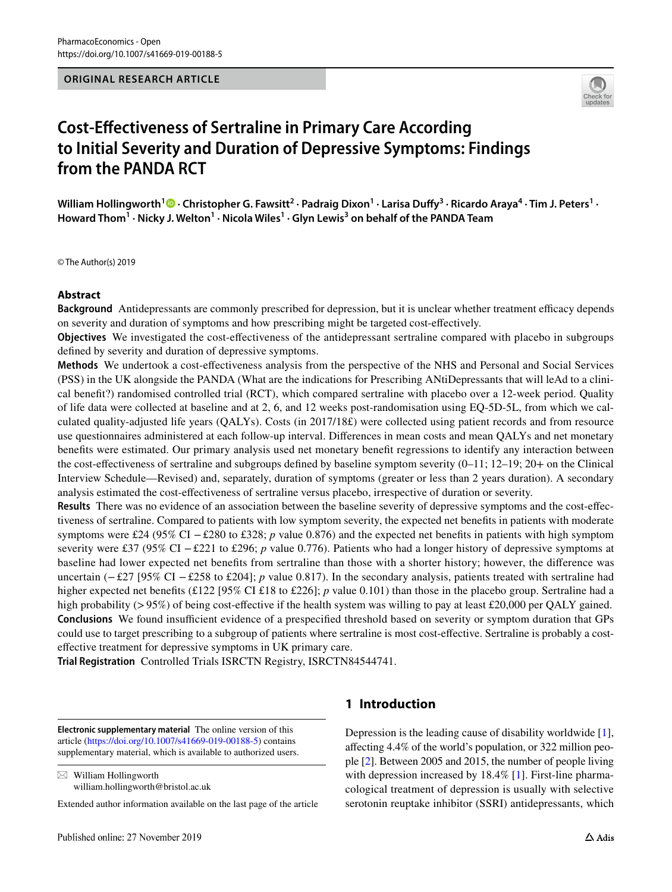ORIGINAL RESEARCH ARTICLE

# Cost-Effectiveness of Sertraline in Primary Care According to Initial Severity and Duration of Depressive Symptoms: Findings from the PANDA RCT

**William Hollingworth[1] · Christopher G. Fawsitt[2] · Padraig Dixon[1] · Larisa Duffy[3] · Ricardo Araya[4] · Tim J. Peters[1] · Howard Thom[1] · Nicky J. Welton[1] · Nicola Wiles[1] · Glyn Lewis[3] on behalf of the PANDA Team**

© The Author(s) 2019

## Abstract

**Background** Antidepressants are commonly prescribed for depression, but it is unclear whether treatment efficacy depends on severity and duration of symptoms and how prescribing might be targeted cost-effectively.

**Objectives** We investigated the cost-effectiveness of the antidepressant sertraline compared with placebo in subgroups defined by severity and duration of depressive symptoms.

**Methods** We undertook a cost-effectiveness analysis from the perspective of the NHS and Personal and Social Services (PSS) in the UK alongside the PANDA (What are the indications for Prescribing ANtiDepressants that will leAd to a clinical benefit?) randomised controlled trial (RCT), which compared sertraline with placebo over a 12-week period. Quality of life data were collected at baseline and at 2, 6, and 12 weeks post-randomisation using EQ-5D-5L, from which we calculated quality-adjusted life years (QALYs). Costs (in 2017/18£) were collected using patient records and from resource use questionnaires administered at each follow-up interval. Differences in mean costs and mean QALYs and net monetary benefits were estimated. Our primary analysis used net monetary benefit regressions to identify any interaction between the cost-effectiveness of sertraline and subgroups defined by baseline symptom severity (0–11; 12–19; 20+ on the Clinical Interview Schedule—Revised) and, separately, duration of symptoms (greater or less than 2 years duration). A secondary analysis estimated the cost-effectiveness of sertraline versus placebo, irrespective of duration or severity.

**Results** There was no evidence of an association between the baseline severity of depressive symptoms and the cost-effectiveness of sertraline. Compared to patients with low symptom severity, the expected net benefits in patients with moderate symptoms were £24 (95% CI −£280 to £328; *p* value 0.876) and the expected net benefits in patients with high symptom severity were £37 (95% CI −£221 to £296; *p* value 0.776). Patients who had a longer history of depressive symptoms at baseline had lower expected net benefits from sertraline than those with a shorter history; however, the difference was uncertain (−£27 [95% CI −£258 to £204]; *p* value 0.817). In the secondary analysis, patients treated with sertraline had higher expected net benefits (£122 [95% CI £18 to £226]; *p* value 0.101) than those in the placebo group. Sertraline had a high probability (> 95%) of being cost-effective if the health system was willing to pay at least £20,000 per QALY gained.

**Conclusions** We found insufficient evidence of a prespecified threshold based on severity or symptom duration that GPs could use to target prescribing to a subgroup of patients where sertraline is most cost-effective. Sertraline is probably a cost-effective treatment for depressive symptoms in UK primary care.

**Trial Registration** Controlled Trials ISRCTN Registry, ISRCTN84544741.

**Electronic supplementary material** The online version of this article (https://doi.org/10.1007/s41669-019-00188-5) contains supplementary material, which is available to authorized users.

✉ William Hollingworth
william.hollingworth@bristol.ac.uk

Extended author information available on the last page of the article

## 1 Introduction

Depression is the leading cause of disability worldwide [1], affecting 4.4% of the world's population, or 322 million people [2]. Between 2005 and 2015, the number of people living with depression increased by 18.4% [1]. First-line pharmacological treatment of depression is usually with selective serotonin reuptake inhibitor (SSRI) antidepressants, which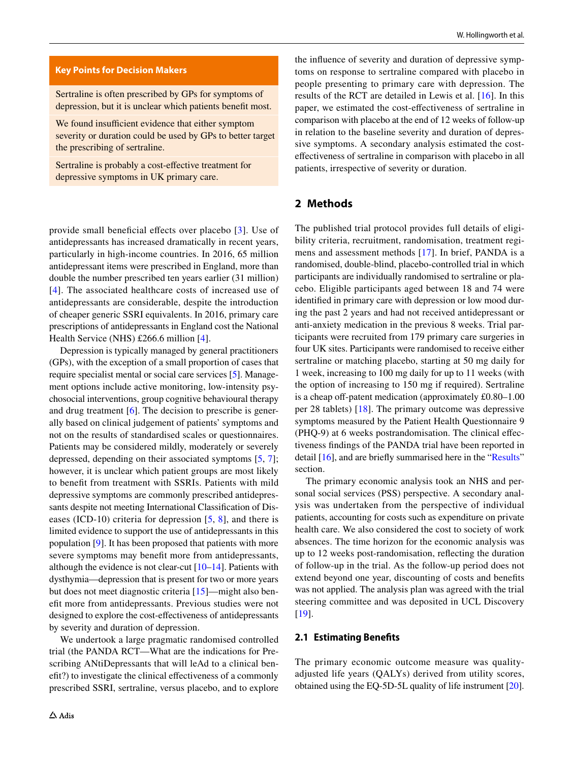**Key Points for Decision Makers**

Sertraline is often prescribed by GPs for symptoms of depression, but it is unclear which patients benefit most.

We found insufficient evidence that either symptom severity or duration could be used by GPs to better target the prescribing of sertraline.

Sertraline is probably a cost-effective treatment for depressive symptoms in UK primary care.

provide small beneficial effects over placebo [3]. Use of antidepressants has increased dramatically in recent years, particularly in high-income countries. In 2016, 65 million antidepressant items were prescribed in England, more than double the number prescribed ten years earlier (31 million) [4]. The associated healthcare costs of increased use of antidepressants are considerable, despite the introduction of cheaper generic SSRI equivalents. In 2016, primary care prescriptions of antidepressants in England cost the National Health Service (NHS) £266.6 million [4].

Depression is typically managed by general practitioners (GPs), with the exception of a small proportion of cases that require specialist mental or social care services [5]. Management options include active monitoring, low-intensity psychosocial interventions, group cognitive behavioural therapy and drug treatment [6]. The decision to prescribe is generally based on clinical judgement of patients' symptoms and not on the results of standardised scales or questionnaires. Patients may be considered mildly, moderately or severely depressed, depending on their associated symptoms [5, 7]; however, it is unclear which patient groups are most likely to benefit from treatment with SSRIs. Patients with mild depressive symptoms are commonly prescribed antidepressants despite not meeting International Classification of Diseases (ICD-10) criteria for depression [5, 8], and there is limited evidence to support the use of antidepressants in this population [9]. It has been proposed that patients with more severe symptoms may benefit more from antidepressants, although the evidence is not clear-cut [10–14]. Patients with dysthymia—depression that is present for two or more years but does not meet diagnostic criteria [15]—might also benefit more from antidepressants. Previous studies were not designed to explore the cost-effectiveness of antidepressants by severity and duration of depression.

We undertook a large pragmatic randomised controlled trial (the PANDA RCT—What are the indications for Prescribing ANtiDepressants that will leAd to a clinical benefit?) to investigate the clinical effectiveness of a commonly prescribed SSRI, sertraline, versus placebo, and to explore the influence of severity and duration of depressive symptoms on response to sertraline compared with placebo in people presenting to primary care with depression. The results of the RCT are detailed in Lewis et al. [16]. In this paper, we estimated the cost-effectiveness of sertraline in comparison with placebo at the end of 12 weeks of follow-up in relation to the baseline severity and duration of depressive symptoms. A secondary analysis estimated the cost-effectiveness of sertraline in comparison with placebo in all patients, irrespective of severity or duration.

## 2 Methods

The published trial protocol provides full details of eligibility criteria, recruitment, randomisation, treatment regimens and assessment methods [17]. In brief, PANDA is a randomised, double-blind, placebo-controlled trial in which participants are individually randomised to sertraline or placebo. Eligible participants aged between 18 and 74 were identified in primary care with depression or low mood during the past 2 years and had not received antidepressant or anti-anxiety medication in the previous 8 weeks. Trial participants were recruited from 179 primary care surgeries in four UK sites. Participants were randomised to receive either sertraline or matching placebo, starting at 50 mg daily for 1 week, increasing to 100 mg daily for up to 11 weeks (with the option of increasing to 150 mg if required). Sertraline is a cheap off-patent medication (approximately £0.80–1.00 per 28 tablets) [18]. The primary outcome was depressive symptoms measured by the Patient Health Questionnaire 9 (PHQ-9) at 6 weeks postrandomisation. The clinical effectiveness findings of the PANDA trial have been reported in detail [16], and are briefly summarised here in the "Results" section.

The primary economic analysis took an NHS and personal social services (PSS) perspective. A secondary analysis was undertaken from the perspective of individual patients, accounting for costs such as expenditure on private health care. We also considered the cost to society of work absences. The time horizon for the economic analysis was up to 12 weeks post-randomisation, reflecting the duration of follow-up in the trial. As the follow-up period does not extend beyond one year, discounting of costs and benefits was not applied. The analysis plan was agreed with the trial steering committee and was deposited in UCL Discovery [19].

### 2.1 Estimating Benefits

The primary economic outcome measure was quality-adjusted life years (QALYs) derived from utility scores, obtained using the EQ-5D-5L quality of life instrument [20].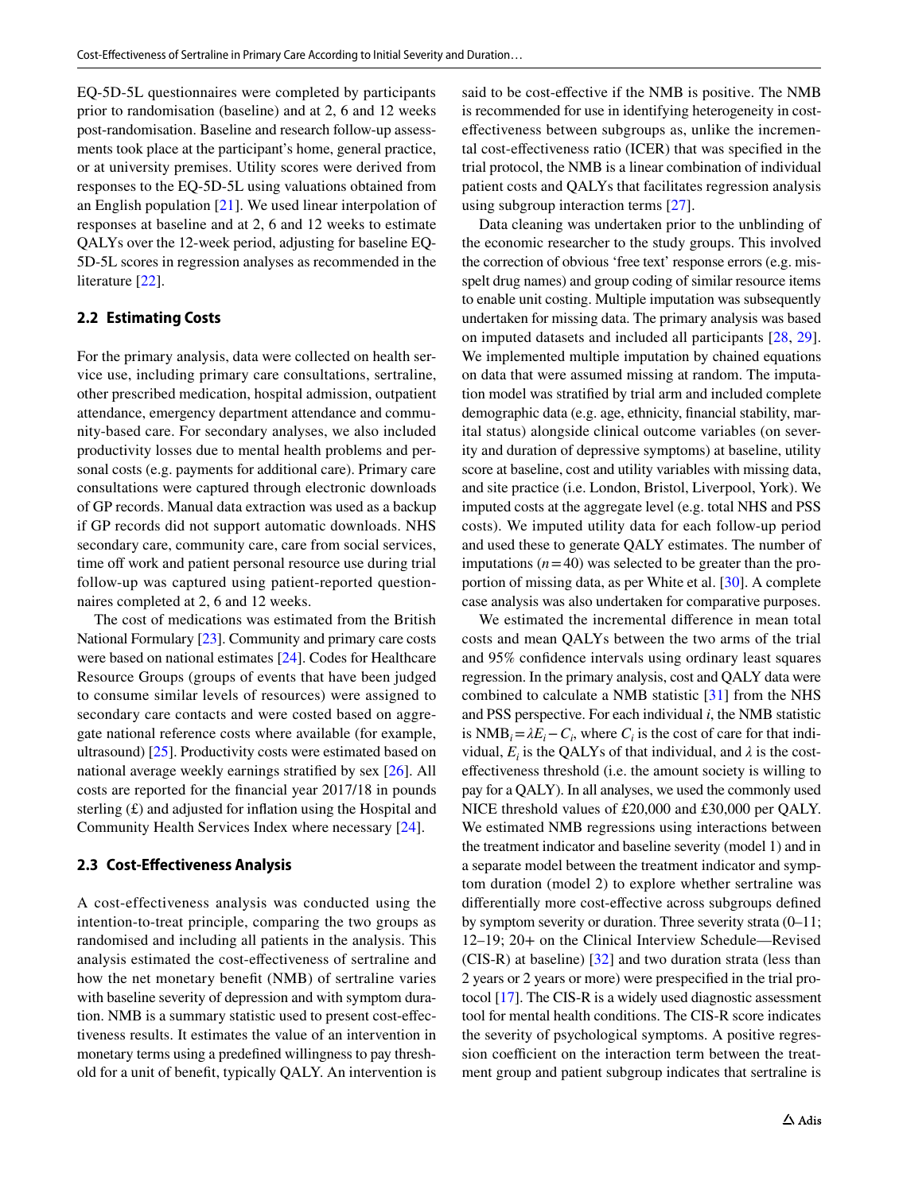EQ-5D-5L questionnaires were completed by participants prior to randomisation (baseline) and at 2, 6 and 12 weeks post-randomisation. Baseline and research follow-up assessments took place at the participant's home, general practice, or at university premises. Utility scores were derived from responses to the EQ-5D-5L using valuations obtained from an English population [21]. We used linear interpolation of responses at baseline and at 2, 6 and 12 weeks to estimate QALYs over the 12-week period, adjusting for baseline EQ-5D-5L scores in regression analyses as recommended in the literature [22].

### 2.2 Estimating Costs

For the primary analysis, data were collected on health service use, including primary care consultations, sertraline, other prescribed medication, hospital admission, outpatient attendance, emergency department attendance and community-based care. For secondary analyses, we also included productivity losses due to mental health problems and personal costs (e.g. payments for additional care). Primary care consultations were captured through electronic downloads of GP records. Manual data extraction was used as a backup if GP records did not support automatic downloads. NHS secondary care, community care, care from social services, time off work and patient personal resource use during trial follow-up was captured using patient-reported questionnaires completed at 2, 6 and 12 weeks.

The cost of medications was estimated from the British National Formulary [23]. Community and primary care costs were based on national estimates [24]. Codes for Healthcare Resource Groups (groups of events that have been judged to consume similar levels of resources) were assigned to secondary care contacts and were costed based on aggregate national reference costs where available (for example, ultrasound) [25]. Productivity costs were estimated based on national average weekly earnings stratified by sex [26]. All costs are reported for the financial year 2017/18 in pounds sterling (£) and adjusted for inflation using the Hospital and Community Health Services Index where necessary [24].

### 2.3 Cost-Effectiveness Analysis

A cost-effectiveness analysis was conducted using the intention-to-treat principle, comparing the two groups as randomised and including all patients in the analysis. This analysis estimated the cost-effectiveness of sertraline and how the net monetary benefit (NMB) of sertraline varies with baseline severity of depression and with symptom duration. NMB is a summary statistic used to present cost-effectiveness results. It estimates the value of an intervention in monetary terms using a predefined willingness to pay threshold for a unit of benefit, typically QALY. An intervention is said to be cost-effective if the NMB is positive. The NMB is recommended for use in identifying heterogeneity in cost-effectiveness between subgroups as, unlike the incremental cost-effectiveness ratio (ICER) that was specified in the trial protocol, the NMB is a linear combination of individual patient costs and QALYs that facilitates regression analysis using subgroup interaction terms [27].

Data cleaning was undertaken prior to the unblinding of the economic researcher to the study groups. This involved the correction of obvious 'free text' response errors (e.g. misspelt drug names) and group coding of similar resource items to enable unit costing. Multiple imputation was subsequently undertaken for missing data. The primary analysis was based on imputed datasets and included all participants [28, 29]. We implemented multiple imputation by chained equations on data that were assumed missing at random. The imputation model was stratified by trial arm and included complete demographic data (e.g. age, ethnicity, financial stability, marital status) alongside clinical outcome variables (on severity and duration of depressive symptoms) at baseline, utility score at baseline, cost and utility variables with missing data, and site practice (i.e. London, Bristol, Liverpool, York). We imputed costs at the aggregate level (e.g. total NHS and PSS costs). We imputed utility data for each follow-up period and used these to generate QALY estimates. The number of imputations ($n = 40$) was selected to be greater than the proportion of missing data, as per White et al. [30]. A complete case analysis was also undertaken for comparative purposes.

We estimated the incremental difference in mean total costs and mean QALYs between the two arms of the trial and 95% confidence intervals using ordinary least squares regression. In the primary analysis, cost and QALY data were combined to calculate a NMB statistic [31] from the NHS and PSS perspective. For each individual $i$, the NMB statistic is $\text{NMB}_i = \lambda E_i - C_i$, where $C_i$ is the cost of care for that individual, $E_i$ is the QALYs of that individual, and $\lambda$ is the cost-effectiveness threshold (i.e. the amount society is willing to pay for a QALY). In all analyses, we used the commonly used NICE threshold values of £20,000 and £30,000 per QALY. We estimated NMB regressions using interactions between the treatment indicator and baseline severity (model 1) and in a separate model between the treatment indicator and symptom duration (model 2) to explore whether sertraline was differentially more cost-effective across subgroups defined by symptom severity or duration. Three severity strata (0–11; 12–19; 20+ on the Clinical Interview Schedule—Revised (CIS-R) at baseline) [32] and two duration strata (less than 2 years or 2 years or more) were prespecified in the trial protocol [17]. The CIS-R is a widely used diagnostic assessment tool for mental health conditions. The CIS-R score indicates the severity of psychological symptoms. A positive regression coefficient on the interaction term between the treatment group and patient subgroup indicates that sertraline is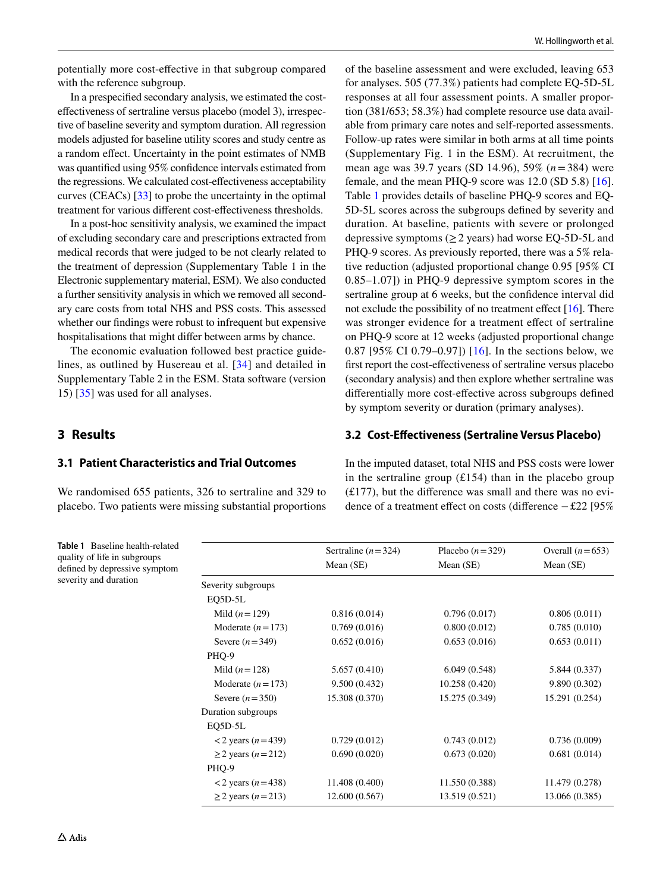potentially more cost-effective in that subgroup compared with the reference subgroup.

In a prespecified secondary analysis, we estimated the cost-effectiveness of sertraline versus placebo (model 3), irrespective of baseline severity and symptom duration. All regression models adjusted for baseline utility scores and study centre as a random effect. Uncertainty in the point estimates of NMB was quantified using 95% confidence intervals estimated from the regressions. We calculated cost-effectiveness acceptability curves (CEACs) [33] to probe the uncertainty in the optimal treatment for various different cost-effectiveness thresholds.

In a post-hoc sensitivity analysis, we examined the impact of excluding secondary care and prescriptions extracted from medical records that were judged to be not clearly related to the treatment of depression (Supplementary Table 1 in the Electronic supplementary material, ESM). We also conducted a further sensitivity analysis in which we removed all secondary care costs from total NHS and PSS costs. This assessed whether our findings were robust to infrequent but expensive hospitalisations that might differ between arms by chance.

The economic evaluation followed best practice guidelines, as outlined by Husereau et al. [34] and detailed in Supplementary Table 2 in the ESM. Stata software (version 15) [35] was used for all analyses.

## 3 Results

### 3.1 Patient Characteristics and Trial Outcomes

We randomised 655 patients, 326 to sertraline and 329 to placebo. Two patients were missing substantial proportions of the baseline assessment and were excluded, leaving 653 for analyses. 505 (77.3%) patients had complete EQ-5D-5L responses at all four assessment points. A smaller proportion (381/653; 58.3%) had complete resource use data available from primary care notes and self-reported assessments. Follow-up rates were similar in both arms at all time points (Supplementary Fig. 1 in the ESM). At recruitment, the mean age was 39.7 years (SD 14.96), 59% ($n = 384$) were female, and the mean PHQ-9 score was 12.0 (SD 5.8) [16]. Table 1 provides details of baseline PHQ-9 scores and EQ-5D-5L scores across the subgroups defined by severity and duration. At baseline, patients with severe or prolonged depressive symptoms (≥ 2 years) had worse EQ-5D-5L and PHQ-9 scores. As previously reported, there was a 5% relative reduction (adjusted proportional change 0.95 [95% CI 0.85–1.07]) in PHQ-9 depressive symptom scores in the sertraline group at 6 weeks, but the confidence interval did not exclude the possibility of no treatment effect [16]. There was stronger evidence for a treatment effect of sertraline on PHQ-9 score at 12 weeks (adjusted proportional change 0.87 [95% CI 0.79–0.97]) [16]. In the sections below, we first report the cost-effectiveness of sertraline versus placebo (secondary analysis) and then explore whether sertraline was differentially more cost-effective across subgroups defined by symptom severity or duration (primary analyses).

### 3.2 Cost-Effectiveness (Sertraline Versus Placebo)

In the imputed dataset, total NHS and PSS costs were lower in the sertraline group (£154) than in the placebo group (£177), but the difference was small and there was no evidence of a treatment effect on costs (difference −£22 [95%

**Table 1** Baseline health-related quality of life in subgroups defined by depressive symptom severity and duration

| | Sertraline ($n = 324$) Mean (SE) | Placebo ($n = 329$) Mean (SE) | Overall ($n = 653$) Mean (SE) |
|---|---|---|---|
| Severity subgroups | | | |
| EQ5D-5L | | | |
| Mild ($n = 129$) | 0.816 (0.014) | 0.796 (0.017) | 0.806 (0.011) |
| Moderate ($n = 173$) | 0.769 (0.016) | 0.800 (0.012) | 0.785 (0.010) |
| Severe ($n = 349$) | 0.652 (0.016) | 0.653 (0.016) | 0.653 (0.011) |
| PHQ-9 | | | |
| Mild ($n = 128$) | 5.657 (0.410) | 6.049 (0.548) | 5.844 (0.337) |
| Moderate ($n = 173$) | 9.500 (0.432) | 10.258 (0.420) | 9.890 (0.302) |
| Severe ($n = 350$) | 15.308 (0.370) | 15.275 (0.349) | 15.291 (0.254) |
| Duration subgroups | | | |
| EQ5D-5L | | | |
| < 2 years ($n = 439$) | 0.729 (0.012) | 0.743 (0.012) | 0.736 (0.009) |
| ≥ 2 years ($n = 212$) | 0.690 (0.020) | 0.673 (0.020) | 0.681 (0.014) |
| PHQ-9 | | | |
| < 2 years ($n = 438$) | 11.408 (0.400) | 11.550 (0.388) | 11.479 (0.278) |
| ≥ 2 years ($n = 213$) | 12.600 (0.567) | 13.519 (0.521) | 13.066 (0.385) |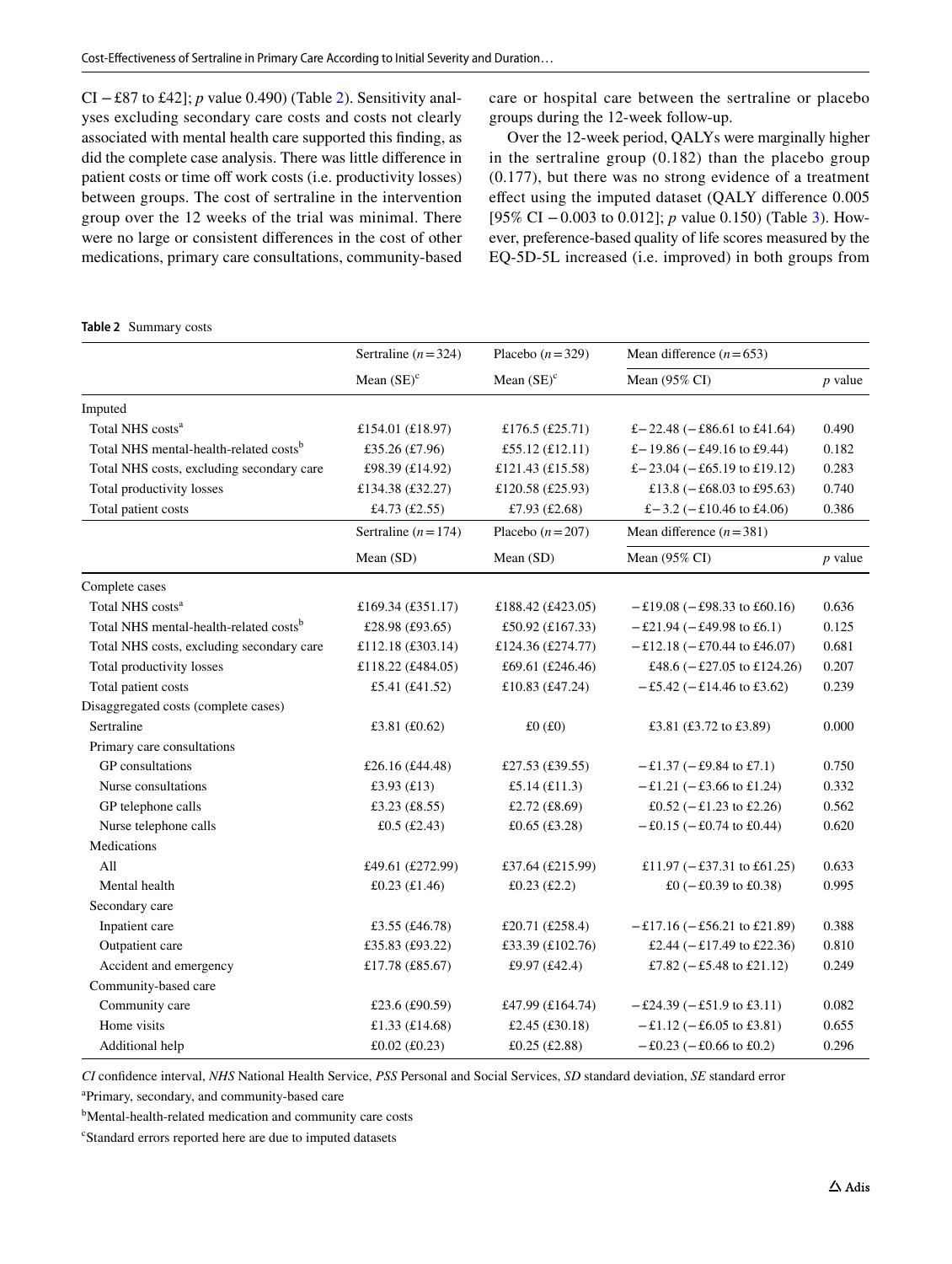CI −£87 to £42]; *p* value 0.490) (Table 2). Sensitivity analyses excluding secondary care costs and costs not clearly associated with mental health care supported this finding, as did the complete case analysis. There was little difference in patient costs or time off work costs (i.e. productivity losses) between groups. The cost of sertraline in the intervention group over the 12 weeks of the trial was minimal. There were no large or consistent differences in the cost of other medications, primary care consultations, community-based care or hospital care between the sertraline or placebo groups during the 12-week follow-up.

Over the 12-week period, QALYs were marginally higher in the sertraline group (0.182) than the placebo group (0.177), but there was no strong evidence of a treatment effect using the imputed dataset (QALY difference 0.005 [95% CI −0.003 to 0.012]; *p* value 0.150) (Table 3). However, preference-based quality of life scores measured by the EQ-5D-5L increased (i.e. improved) in both groups from

**Table 2** Summary costs

| | Sertraline ($n = 324$) | Placebo ($n = 329$) | Mean difference ($n = 653$) | |
|---|---|---|---|---|
| | Mean (SE)[c] | Mean (SE)[c] | Mean (95% CI) | *p* value |
| Imputed | | | | |
| Total NHS costs[a] | £154.01 (£18.97) | £176.5 (£25.71) | £−22.48 (−£86.61 to £41.64) | 0.490 |
| Total NHS mental-health-related costs[b] | £35.26 (£7.96) | £55.12 (£12.11) | £−19.86 (−£49.16 to £9.44) | 0.182 |
| Total NHS costs, excluding secondary care | £98.39 (£14.92) | £121.43 (£15.58) | £−23.04 (−£65.19 to £19.12) | 0.283 |
| Total productivity losses | £134.38 (£32.27) | £120.58 (£25.93) | £13.8 (−£68.03 to £95.63) | 0.740 |
| Total patient costs | £4.73 (£2.55) | £7.93 (£2.68) | £−3.2 (−£10.46 to £4.06) | 0.386 |
| | Sertraline ($n = 174$) | Placebo ($n = 207$) | Mean difference ($n = 381$) | |
| | Mean (SD) | Mean (SD) | Mean (95% CI) | *p* value |
| Complete cases | | | | |
| Total NHS costs[a] | £169.34 (£351.17) | £188.42 (£423.05) | −£19.08 (−£98.33 to £60.16) | 0.636 |
| Total NHS mental-health-related costs[b] | £28.98 (£93.65) | £50.92 (£167.33) | −£21.94 (−£49.98 to £6.1) | 0.125 |
| Total NHS costs, excluding secondary care | £112.18 (£303.14) | £124.36 (£274.77) | −£12.18 (−£70.44 to £46.07) | 0.681 |
| Total productivity losses | £118.22 (£484.05) | £69.61 (£246.46) | £48.6 (−£27.05 to £124.26) | 0.207 |
| Total patient costs | £5.41 (£41.52) | £10.83 (£47.24) | −£5.42 (−£14.46 to £3.62) | 0.239 |
| Disaggregated costs (complete cases) | | | | |
| Sertraline | £3.81 (£0.62) | £0 (£0) | £3.81 (£3.72 to £3.89) | 0.000 |
| Primary care consultations | | | | |
| GP consultations | £26.16 (£44.48) | £27.53 (£39.55) | −£1.37 (−£9.84 to £7.1) | 0.750 |
| Nurse consultations | £3.93 (£13) | £5.14 (£11.3) | −£1.21 (−£3.66 to £1.24) | 0.332 |
| GP telephone calls | £3.23 (£8.55) | £2.72 (£8.69) | £0.52 (−£1.23 to £2.26) | 0.562 |
| Nurse telephone calls | £0.5 (£2.43) | £0.65 (£3.28) | −£0.15 (−£0.74 to £0.44) | 0.620 |
| Medications | | | | |
| All | £49.61 (£272.99) | £37.64 (£215.99) | £11.97 (−£37.31 to £61.25) | 0.633 |
| Mental health | £0.23 (£1.46) | £0.23 (£2.2) | £0 (−£0.39 to £0.38) | 0.995 |
| Secondary care | | | | |
| Inpatient care | £3.55 (£46.78) | £20.71 (£258.4) | −£17.16 (−£56.21 to £21.89) | 0.388 |
| Outpatient care | £35.83 (£93.22) | £33.39 (£102.76) | £2.44 (−£17.49 to £22.36) | 0.810 |
| Accident and emergency | £17.78 (£85.67) | £9.97 (£42.4) | £7.82 (−£5.48 to £21.12) | 0.249 |
| Community-based care | | | | |
| Community care | £23.6 (£90.59) | £47.99 (£164.74) | −£24.39 (−£51.9 to £3.11) | 0.082 |
| Home visits | £1.33 (£14.68) | £2.45 (£30.18) | −£1.12 (−£6.05 to £3.81) | 0.655 |
| Additional help | £0.02 (£0.23) | £0.25 (£2.88) | −£0.23 (−£0.66 to £0.2) | 0.296 |

*CI* confidence interval, *NHS* National Health Service, *PSS* Personal and Social Services, *SD* standard deviation, *SE* standard error

[a]Primary, secondary, and community-based care

[b]Mental-health-related medication and community care costs

[c]Standard errors reported here are due to imputed datasets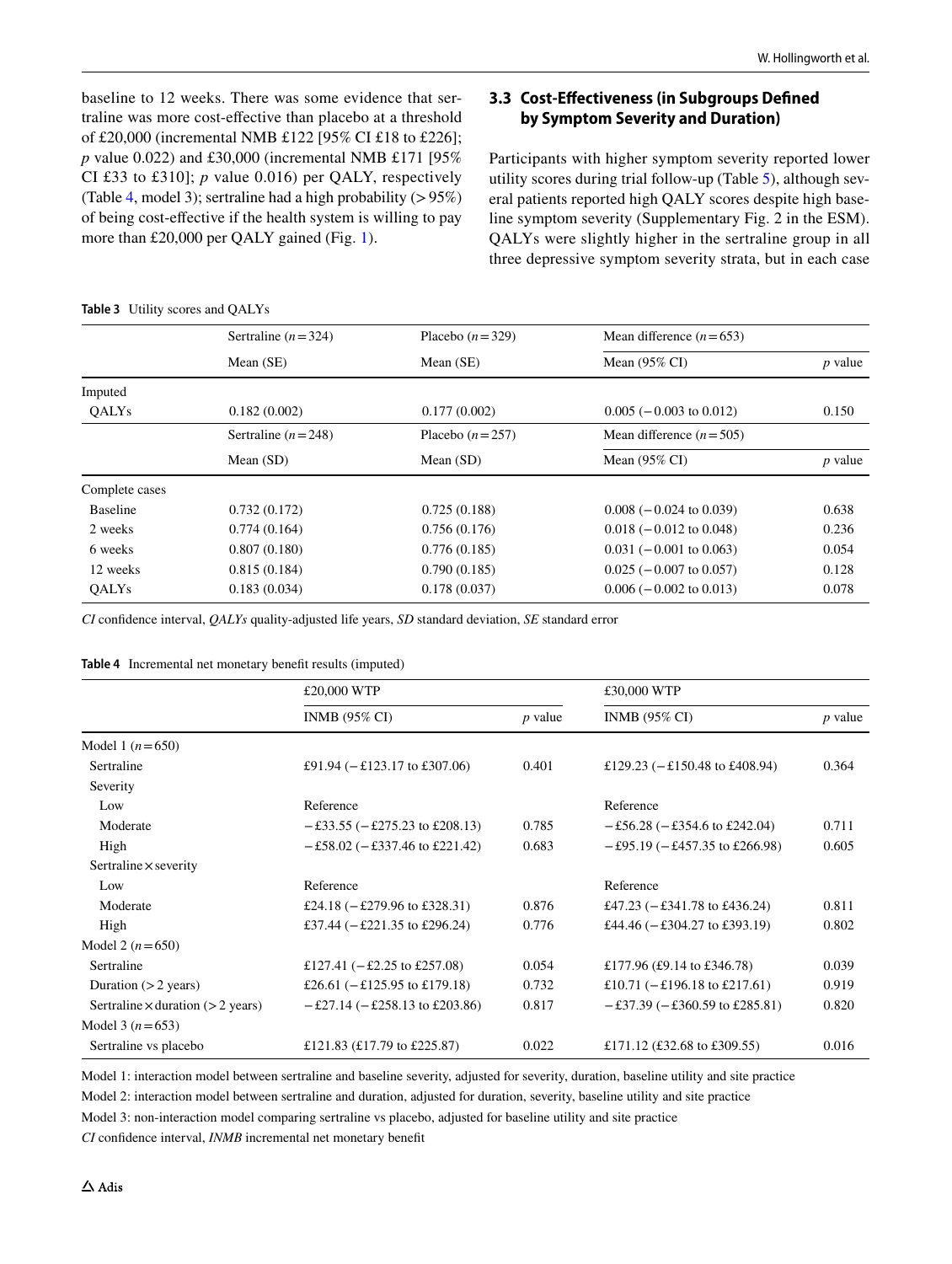baseline to 12 weeks. There was some evidence that sertraline was more cost-effective than placebo at a threshold of £20,000 (incremental NMB £122 [95% CI £18 to £226]; *p* value 0.022) and £30,000 (incremental NMB £171 [95% CI £33 to £310]; *p* value 0.016) per QALY, respectively (Table 4, model 3); sertraline had a high probability (> 95%) of being cost-effective if the health system is willing to pay more than £20,000 per QALY gained (Fig. 1).

### 3.3 Cost-Effectiveness (in Subgroups Defined by Symptom Severity and Duration)

Participants with higher symptom severity reported lower utility scores during trial follow-up (Table 5), although several patients reported high QALY scores despite high baseline symptom severity (Supplementary Fig. 2 in the ESM). QALYs were slightly higher in the sertraline group in all three depressive symptom severity strata, but in each case

**Table 3** Utility scores and QALYs

| | Sertraline ($n = 324$) | Placebo ($n = 329$) | Mean difference ($n = 653$) | |
|---|---|---|---|---|
| | Mean (SE) | Mean (SE) | Mean (95% CI) | *p* value |
| Imputed | | | | |
| QALYs | 0.182 (0.002) | 0.177 (0.002) | 0.005 (−0.003 to 0.012) | 0.150 |
| | Sertraline ($n = 248$) | Placebo ($n = 257$) | Mean difference ($n = 505$) | |
| | Mean (SD) | Mean (SD) | Mean (95% CI) | *p* value |
| Complete cases | | | | |
| Baseline | 0.732 (0.172) | 0.725 (0.188) | 0.008 (−0.024 to 0.039) | 0.638 |
| 2 weeks | 0.774 (0.164) | 0.756 (0.176) | 0.018 (−0.012 to 0.048) | 0.236 |
| 6 weeks | 0.807 (0.180) | 0.776 (0.185) | 0.031 (−0.001 to 0.063) | 0.054 |
| 12 weeks | 0.815 (0.184) | 0.790 (0.185) | 0.025 (−0.007 to 0.057) | 0.128 |
| QALYs | 0.183 (0.034) | 0.178 (0.037) | 0.006 (−0.002 to 0.013) | 0.078 |

*CI* confidence interval, *QALYs* quality-adjusted life years, *SD* standard deviation, *SE* standard error

**Table 4** Incremental net monetary benefit results (imputed)

| | £20,000 WTP | | £30,000 WTP | |
|---|---|---|---|---|
| | INMB (95% CI) | *p* value | INMB (95% CI) | *p* value |
| Model 1 ($n = 650$) | | | | |
| Sertraline | £91.94 (−£123.17 to £307.06) | 0.401 | £129.23 (−£150.48 to £408.94) | 0.364 |
| Severity | | | | |
| Low | Reference | | Reference | |
| Moderate | −£33.55 (−£275.23 to £208.13) | 0.785 | −£56.28 (−£354.6 to £242.04) | 0.711 |
| High | −£58.02 (−£337.46 to £221.42) | 0.683 | −£95.19 (−£457.35 to £266.98) | 0.605 |
| Sertraline × severity | | | | |
| Low | Reference | | Reference | |
| Moderate | £24.18 (−£279.96 to £328.31) | 0.876 | £47.23 (−£341.78 to £436.24) | 0.811 |
| High | £37.44 (−£221.35 to £296.24) | 0.776 | £44.46 (−£304.27 to £393.19) | 0.802 |
| Model 2 ($n = 650$) | | | | |
| Sertraline | £127.41 (−£2.25 to £257.08) | 0.054 | £177.96 (£9.14 to £346.78) | 0.039 |
| Duration (> 2 years) | £26.61 (−£125.95 to £179.18) | 0.732 | £10.71 (−£196.18 to £217.61) | 0.919 |
| Sertraline × duration (> 2 years) | −£27.14 (−£258.13 to £203.86) | 0.817 | −£37.39 (−£360.59 to £285.81) | 0.820 |
| Model 3 ($n = 653$) | | | | |
| Sertraline vs placebo | £121.83 (£17.79 to £225.87) | 0.022 | £171.12 (£32.68 to £309.55) | 0.016 |

Model 1: interaction model between sertraline and baseline severity, adjusted for severity, duration, baseline utility and site practice

Model 2: interaction model between sertraline and duration, adjusted for duration, severity, baseline utility and site practice

Model 3: non-interaction model comparing sertraline vs placebo, adjusted for baseline utility and site practice

*CI* confidence interval, *INMB* incremental net monetary benefit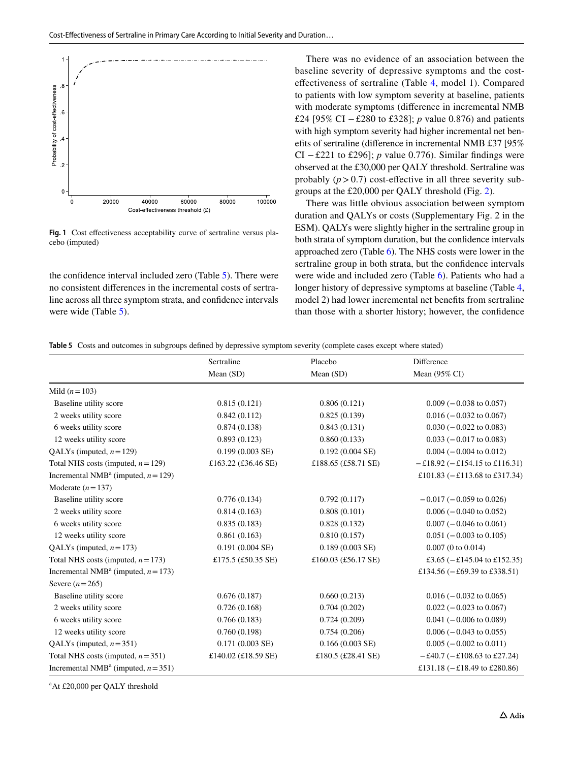Fig. 1 Cost effectiveness acceptability curve of sertraline versus placebo (imputed)

the confidence interval included zero (Table 5). There were no consistent differences in the incremental costs of sertraline across all three symptom strata, and confidence intervals were wide (Table 5).

There was no evidence of an association between the baseline severity of depressive symptoms and the cost-effectiveness of sertraline (Table 4, model 1). Compared to patients with low symptom severity at baseline, patients with moderate symptoms (difference in incremental NMB £24 [95% CI −£280 to £328]; *p* value 0.876) and patients with high symptom severity had higher incremental net benefits of sertraline (difference in incremental NMB £37 [95% CI −£221 to £296]; *p* value 0.776). Similar findings were observed at the £30,000 per QALY threshold. Sertraline was probably ($p > 0.7$) cost-effective in all three severity subgroups at the £20,000 per QALY threshold (Fig. 2).

There was little obvious association between symptom duration and QALYs or costs (Supplementary Fig. 2 in the ESM). QALYs were slightly higher in the sertraline group in both strata of symptom duration, but the confidence intervals approached zero (Table 6). The NHS costs were lower in the sertraline group in both strata, but the confidence intervals were wide and included zero (Table 6). Patients who had a longer history of depressive symptoms at baseline (Table 4, model 2) had lower incremental net benefits from sertraline than those with a shorter history; however, the confidence

**Table 5** Costs and outcomes in subgroups defined by depressive symptom severity (complete cases except where stated)

| | Sertraline Mean (SD) | Placebo Mean (SD) | Difference Mean (95% CI) |
|---|---|---|---|
| Mild ($n = 103$) | | | |
| Baseline utility score | 0.815 (0.121) | 0.806 (0.121) | 0.009 (−0.038 to 0.057) |
| 2 weeks utility score | 0.842 (0.112) | 0.825 (0.139) | 0.016 (−0.032 to 0.067) |
| 6 weeks utility score | 0.874 (0.138) | 0.843 (0.131) | 0.030 (−0.022 to 0.083) |
| 12 weeks utility score | 0.893 (0.123) | 0.860 (0.133) | 0.033 (−0.017 to 0.083) |
| QALYs (imputed, $n = 129$) | 0.199 (0.003 SE) | 0.192 (0.004 SE) | 0.004 (−0.004 to 0.012) |
| Total NHS costs (imputed, $n = 129$) | £163.22 (£36.46 SE) | £188.65 (£58.71 SE) | −£18.92 (−£154.15 to £116.31) |
| Incremental NMB[a] (imputed, $n = 129$) | | | £101.83 (−£113.68 to £317.34) |
| Moderate ($n = 137$) | | | |
| Baseline utility score | 0.776 (0.134) | 0.792 (0.117) | −0.017 (−0.059 to 0.026) |
| 2 weeks utility score | 0.814 (0.163) | 0.808 (0.101) | 0.006 (−0.040 to 0.052) |
| 6 weeks utility score | 0.835 (0.183) | 0.828 (0.132) | 0.007 (−0.046 to 0.061) |
| 12 weeks utility score | 0.861 (0.163) | 0.810 (0.157) | 0.051 (−0.003 to 0.105) |
| QALYs (imputed, $n = 173$) | 0.191 (0.004 SE) | 0.189 (0.003 SE) | 0.007 (0 to 0.014) |
| Total NHS costs (imputed, $n = 173$) | £175.5 (£50.35 SE) | £160.03 (£56.17 SE) | £3.65 (−£145.04 to £152.35) |
| Incremental NMB[a] (imputed, $n = 173$) | | | £134.56 (−£69.39 to £338.51) |
| Severe ($n = 265$) | | | |
| Baseline utility score | 0.676 (0.187) | 0.660 (0.213) | 0.016 (−0.032 to 0.065) |
| 2 weeks utility score | 0.726 (0.168) | 0.704 (0.202) | 0.022 (−0.023 to 0.067) |
| 6 weeks utility score | 0.766 (0.183) | 0.724 (0.209) | 0.041 (−0.006 to 0.089) |
| 12 weeks utility score | 0.760 (0.198) | 0.754 (0.206) | 0.006 (−0.043 to 0.055) |
| QALYs (imputed, $n = 351$) | 0.171 (0.003 SE) | 0.166 (0.003 SE) | 0.005 (−0.002 to 0.011) |
| Total NHS costs (imputed, $n = 351$) | £140.02 (£18.59 SE) | £180.5 (£28.41 SE) | −£40.7 (−£108.63 to £27.24) |
| Incremental NMB[a] (imputed, $n = 351$) | | | £131.18 (−£18.49 to £280.86) |

[a]At £20,000 per QALY threshold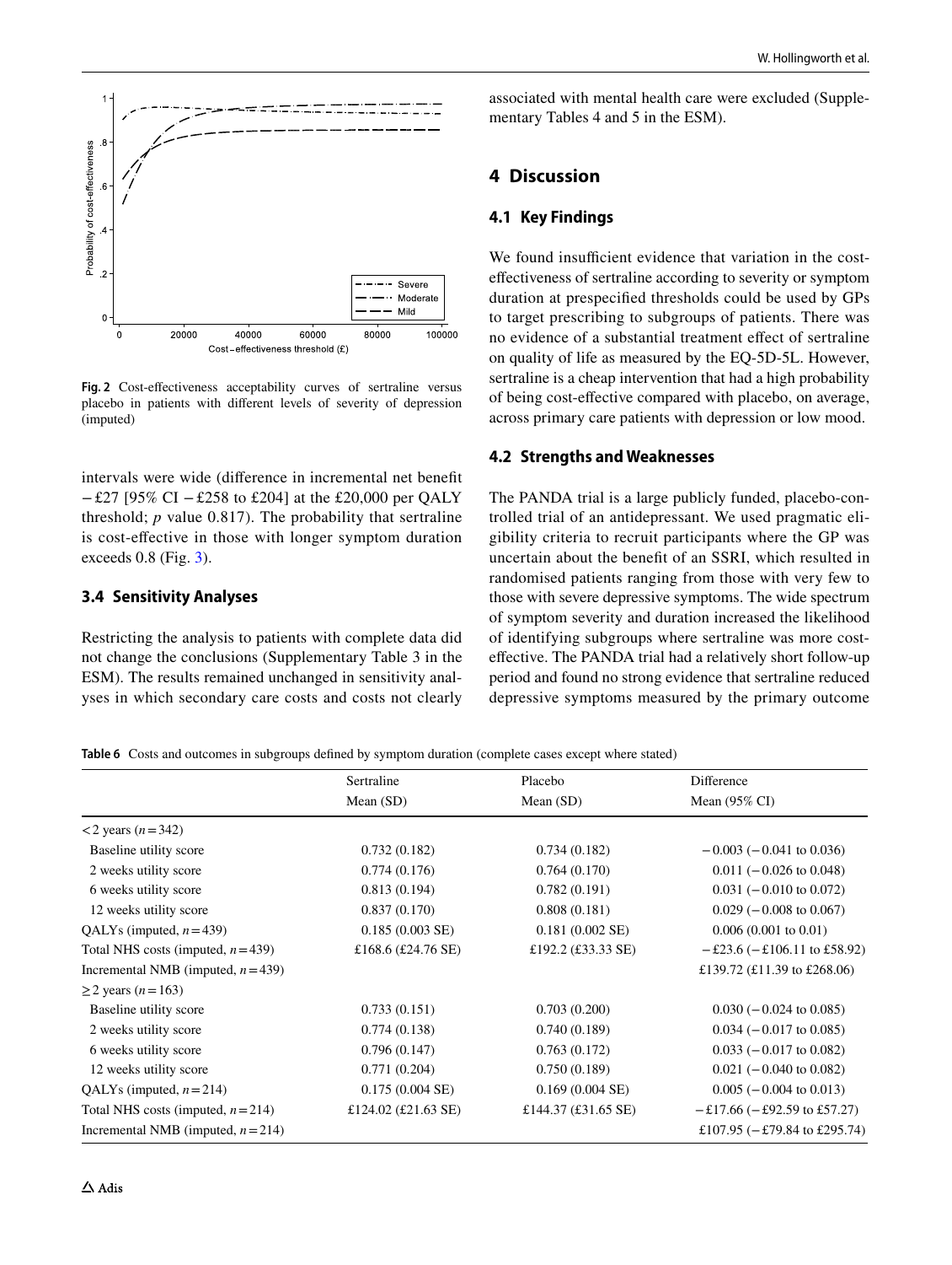Fig. 2 Cost-effectiveness acceptability curves of sertraline versus placebo in patients with different levels of severity of depression (imputed)

intervals were wide (difference in incremental net benefit −£27 [95% CI −£258 to £204] at the £20,000 per QALY threshold; *p* value 0.817). The probability that sertraline is cost-effective in those with longer symptom duration exceeds 0.8 (Fig. 3).

### 3.4 Sensitivity Analyses

Restricting the analysis to patients with complete data did not change the conclusions (Supplementary Table 3 in the ESM). The results remained unchanged in sensitivity analyses in which secondary care costs and costs not clearly associated with mental health care were excluded (Supplementary Tables 4 and 5 in the ESM).

## 4 Discussion

### 4.1 Key Findings

We found insufficient evidence that variation in the cost-effectiveness of sertraline according to severity or symptom duration at prespecified thresholds could be used by GPs to target prescribing to subgroups of patients. There was no evidence of a substantial treatment effect of sertraline on quality of life as measured by the EQ-5D-5L. However, sertraline is a cheap intervention that had a high probability of being cost-effective compared with placebo, on average, across primary care patients with depression or low mood.

### 4.2 Strengths and Weaknesses

The PANDA trial is a large publicly funded, placebo-controlled trial of an antidepressant. We used pragmatic eligibility criteria to recruit participants where the GP was uncertain about the benefit of an SSRI, which resulted in randomised patients ranging from those with very few to those with severe depressive symptoms. The wide spectrum of symptom severity and duration increased the likelihood of identifying subgroups where sertraline was more cost-effective. The PANDA trial had a relatively short follow-up period and found no strong evidence that sertraline reduced depressive symptoms measured by the primary outcome

**Table 6** Costs and outcomes in subgroups defined by symptom duration (complete cases except where stated)

| | Sertraline Mean (SD) | Placebo Mean (SD) | Difference Mean (95% CI) |
|---|---|---|---|
| < 2 years (*n* = 342) | | | |
| Baseline utility score | 0.732 (0.182) | 0.734 (0.182) | −0.003 (−0.041 to 0.036) |
| 2 weeks utility score | 0.774 (0.176) | 0.764 (0.170) | 0.011 (−0.026 to 0.048) |
| 6 weeks utility score | 0.813 (0.194) | 0.782 (0.191) | 0.031 (−0.010 to 0.072) |
| 12 weeks utility score | 0.837 (0.170) | 0.808 (0.181) | 0.029 (−0.008 to 0.067) |
| QALYs (imputed, *n* = 439) | 0.185 (0.003 SE) | 0.181 (0.002 SE) | 0.006 (0.001 to 0.01) |
| Total NHS costs (imputed, *n* = 439) | £168.6 (£24.76 SE) | £192.2 (£33.33 SE) | −£23.6 (−£106.11 to £58.92) |
| Incremental NMB (imputed, *n* = 439) | | | £139.72 (£11.39 to £268.06) |
| ≥ 2 years (*n* = 163) | | | |
| Baseline utility score | 0.733 (0.151) | 0.703 (0.200) | 0.030 (−0.024 to 0.085) |
| 2 weeks utility score | 0.774 (0.138) | 0.740 (0.189) | 0.034 (−0.017 to 0.085) |
| 6 weeks utility score | 0.796 (0.147) | 0.763 (0.172) | 0.033 (−0.017 to 0.082) |
| 12 weeks utility score | 0.771 (0.204) | 0.750 (0.189) | 0.021 (−0.040 to 0.082) |
| QALYs (imputed, *n* = 214) | 0.175 (0.004 SE) | 0.169 (0.004 SE) | 0.005 (−0.004 to 0.013) |
| Total NHS costs (imputed, *n* = 214) | £124.02 (£21.63 SE) | £144.37 (£31.65 SE) | −£17.66 (−£92.59 to £57.27) |
| Incremental NMB (imputed, *n* = 214) | | | £107.95 (−£79.84 to £295.74) |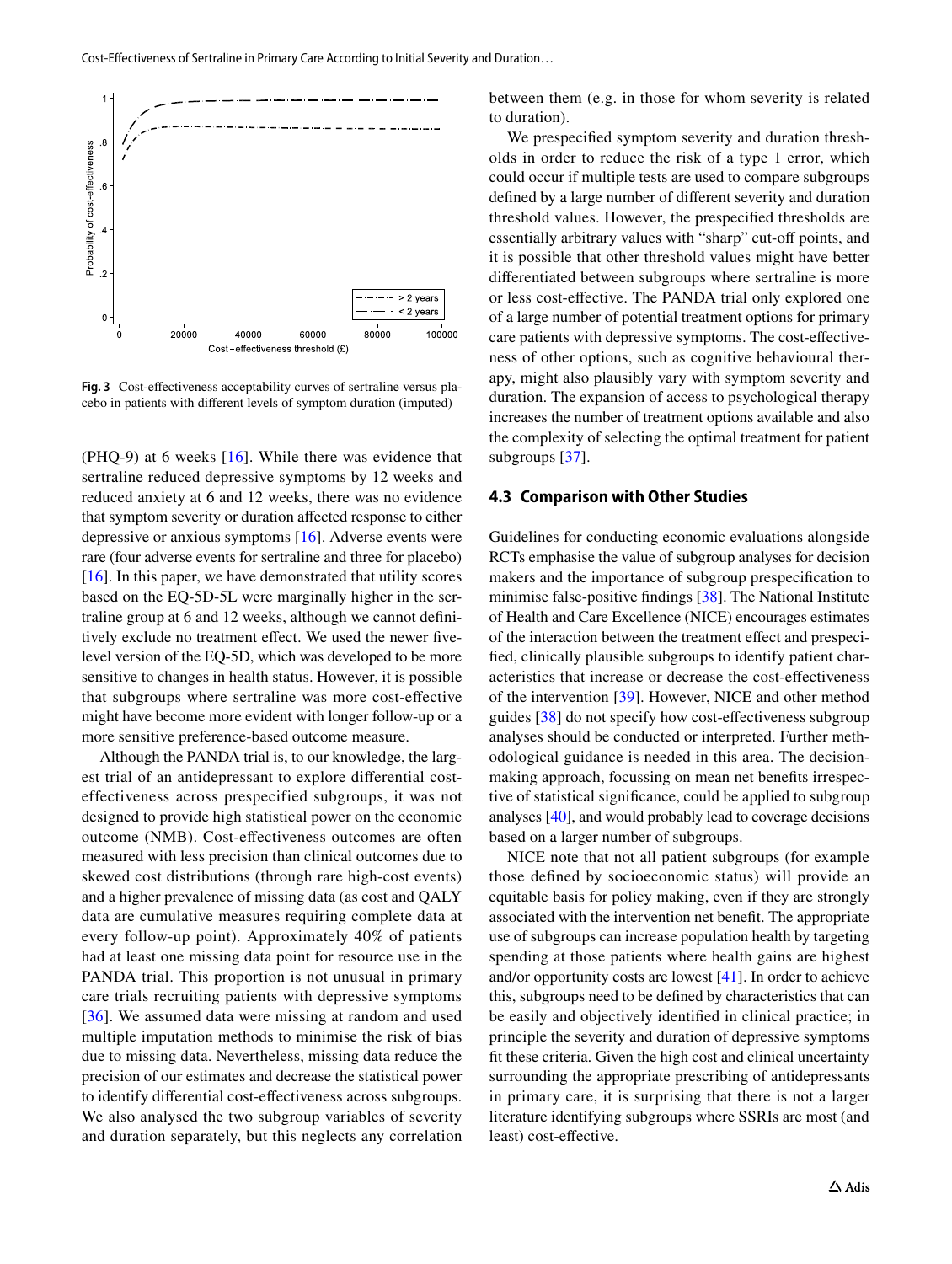Probability of cost-effectiveness

1

.8

.6

.4

.2

0

0 20000 40000 60000 80000 100000

Cost−effectiveness threshold (£)

> 2 years

< 2 years

**Fig. 3** Cost-effectiveness acceptability curves of sertraline versus placebo in patients with different levels of symptom duration (imputed)

(PHQ-9) at 6 weeks [16]. While there was evidence that sertraline reduced depressive symptoms by 12 weeks and reduced anxiety at 6 and 12 weeks, there was no evidence that symptom severity or duration affected response to either depressive or anxious symptoms [16]. Adverse events were rare (four adverse events for sertraline and three for placebo) [16]. In this paper, we have demonstrated that utility scores based on the EQ-5D-5L were marginally higher in the sertraline group at 6 and 12 weeks, although we cannot definitively exclude no treatment effect. We used the newer five-level version of the EQ-5D, which was developed to be more sensitive to changes in health status. However, it is possible that subgroups where sertraline was more cost-effective might have become more evident with longer follow-up or a more sensitive preference-based outcome measure.

Although the PANDA trial is, to our knowledge, the largest trial of an antidepressant to explore differential cost-effectiveness across prespecified subgroups, it was not designed to provide high statistical power on the economic outcome (NMB). Cost-effectiveness outcomes are often measured with less precision than clinical outcomes due to skewed cost distributions (through rare high-cost events) and a higher prevalence of missing data (as cost and QALY data are cumulative measures requiring complete data at every follow-up point). Approximately 40% of patients had at least one missing data point for resource use in the PANDA trial. This proportion is not unusual in primary care trials recruiting patients with depressive symptoms [36]. We assumed data were missing at random and used multiple imputation methods to minimise the risk of bias due to missing data. Nevertheless, missing data reduce the precision of our estimates and decrease the statistical power to identify differential cost-effectiveness across subgroups. We also analysed the two subgroup variables of severity and duration separately, but this neglects any correlation between them (e.g. in those for whom severity is related to duration).

We prespecified symptom severity and duration thresholds in order to reduce the risk of a type 1 error, which could occur if multiple tests are used to compare subgroups defined by a large number of different severity and duration threshold values. However, the prespecified thresholds are essentially arbitrary values with "sharp" cut-off points, and it is possible that other threshold values might have better differentiated between subgroups where sertraline is more or less cost-effective. The PANDA trial only explored one of a large number of potential treatment options for primary care patients with depressive symptoms. The cost-effectiveness of other options, such as cognitive behavioural therapy, might also plausibly vary with symptom severity and duration. The expansion of access to psychological therapy increases the number of treatment options available and also the complexity of selecting the optimal treatment for patient subgroups [37].

### 4.3 Comparison with Other Studies

Guidelines for conducting economic evaluations alongside RCTs emphasise the value of subgroup analyses for decision makers and the importance of subgroup prespecification to minimise false-positive findings [38]. The National Institute of Health and Care Excellence (NICE) encourages estimates of the interaction between the treatment effect and prespecified, clinically plausible subgroups to identify patient characteristics that increase or decrease the cost-effectiveness of the intervention [39]. However, NICE and other method guides [38] do not specify how cost-effectiveness subgroup analyses should be conducted or interpreted. Further methodological guidance is needed in this area. The decision-making approach, focussing on mean net benefits irrespective of statistical significance, could be applied to subgroup analyses [40], and would probably lead to coverage decisions based on a larger number of subgroups.

NICE note that not all patient subgroups (for example those defined by socioeconomic status) will provide an equitable basis for policy making, even if they are strongly associated with the intervention net benefit. The appropriate use of subgroups can increase population health by targeting spending at those patients where health gains are highest and/or opportunity costs are lowest [41]. In order to achieve this, subgroups need to be defined by characteristics that can be easily and objectively identified in clinical practice; in principle the severity and duration of depressive symptoms fit these criteria. Given the high cost and clinical uncertainty surrounding the appropriate prescribing of antidepressants in primary care, it is surprising that there is not a larger literature identifying subgroups where SSRIs are most (and least) cost-effective.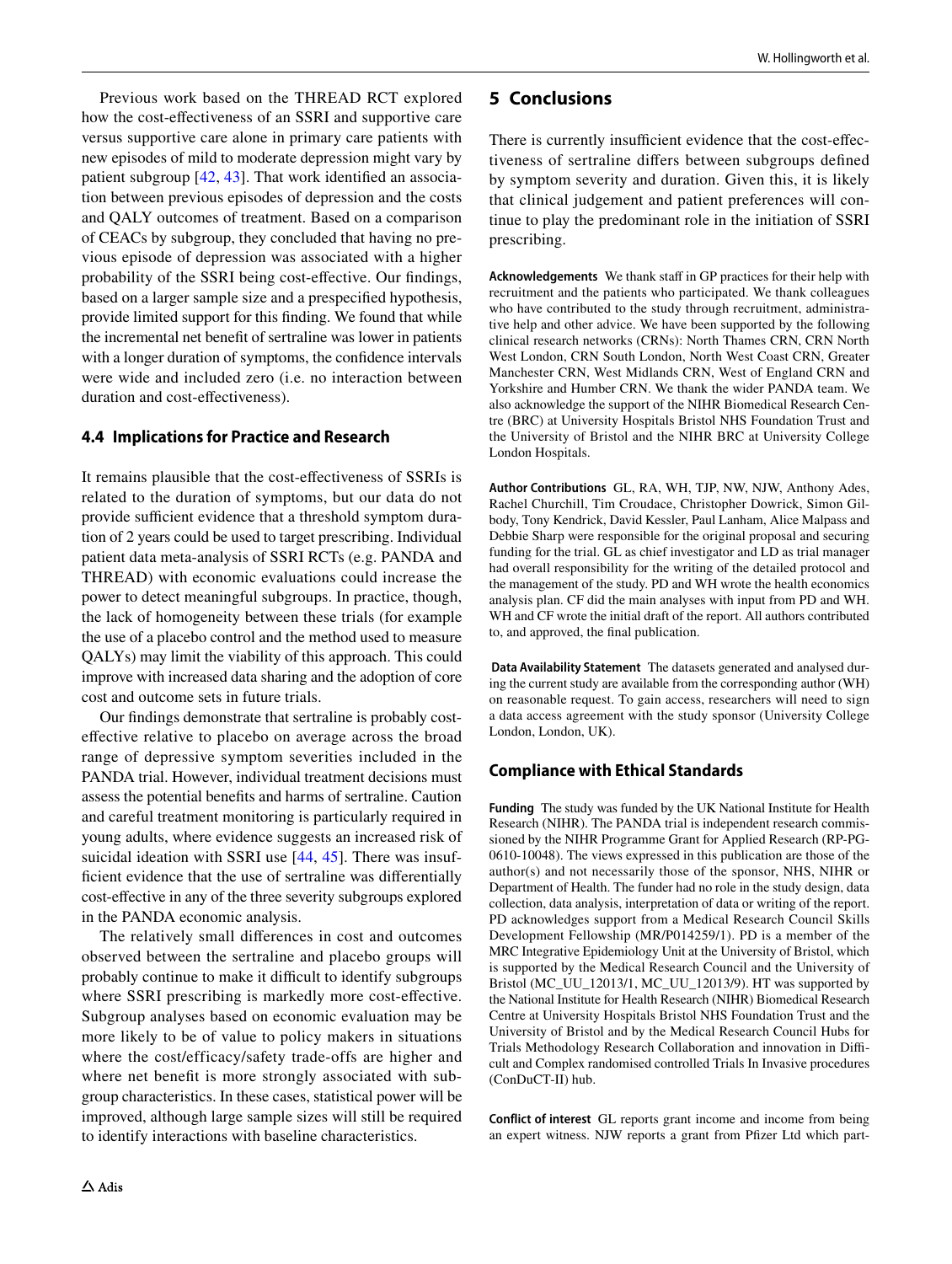Previous work based on the THREAD RCT explored how the cost-effectiveness of an SSRI and supportive care versus supportive care alone in primary care patients with new episodes of mild to moderate depression might vary by patient subgroup [42, 43]. That work identified an association between previous episodes of depression and the costs and QALY outcomes of treatment. Based on a comparison of CEACs by subgroup, they concluded that having no previous episode of depression was associated with a higher probability of the SSRI being cost-effective. Our findings, based on a larger sample size and a prespecified hypothesis, provide limited support for this finding. We found that while the incremental net benefit of sertraline was lower in patients with a longer duration of symptoms, the confidence intervals were wide and included zero (i.e. no interaction between duration and cost-effectiveness).

### 4.4 Implications for Practice and Research

It remains plausible that the cost-effectiveness of SSRIs is related to the duration of symptoms, but our data do not provide sufficient evidence that a threshold symptom duration of 2 years could be used to target prescribing. Individual patient data meta-analysis of SSRI RCTs (e.g. PANDA and THREAD) with economic evaluations could increase the power to detect meaningful subgroups. In practice, though, the lack of homogeneity between these trials (for example the use of a placebo control and the method used to measure QALYs) may limit the viability of this approach. This could improve with increased data sharing and the adoption of core cost and outcome sets in future trials.

Our findings demonstrate that sertraline is probably cost-effective relative to placebo on average across the broad range of depressive symptom severities included in the PANDA trial. However, individual treatment decisions must assess the potential benefits and harms of sertraline. Caution and careful treatment monitoring is particularly required in young adults, where evidence suggests an increased risk of suicidal ideation with SSRI use [44, 45]. There was insufficient evidence that the use of sertraline was differentially cost-effective in any of the three severity subgroups explored in the PANDA economic analysis.

The relatively small differences in cost and outcomes observed between the sertraline and placebo groups will probably continue to make it difficult to identify subgroups where SSRI prescribing is markedly more cost-effective. Subgroup analyses based on economic evaluation may be more likely to be of value to policy makers in situations where the cost/efficacy/safety trade-offs are higher and where net benefit is more strongly associated with subgroup characteristics. In these cases, statistical power will be improved, although large sample sizes will still be required to identify interactions with baseline characteristics.

## 5 Conclusions

There is currently insufficient evidence that the cost-effectiveness of sertraline differs between subgroups defined by symptom severity and duration. Given this, it is likely that clinical judgement and patient preferences will continue to play the predominant role in the initiation of SSRI prescribing.

**Acknowledgements** We thank staff in GP practices for their help with recruitment and the patients who participated. We thank colleagues who have contributed to the study through recruitment, administrative help and other advice. We have been supported by the following clinical research networks (CRNs): North Thames CRN, CRN North West London, CRN South London, North West Coast CRN, Greater Manchester CRN, West Midlands CRN, West of England CRN and Yorkshire and Humber CRN. We thank the wider PANDA team. We also acknowledge the support of the NIHR Bristol Biomedical Research Centre (BRC) at University Hospitals Bristol NHS Foundation Trust and the University of Bristol and the NIHR BRC at University College London Hospitals.

**Author Contributions** GL, RA, WH, TJP, NW, NJW, Anthony Ades, Rachel Churchill, Tim Croudace, Christopher Dowrick, Simon Gilbody, Tony Kendrick, David Kessler, Paul Lanham, Alice Malpass and Debbie Sharp were responsible for the original proposal and securing funding for the trial. GL as chief investigator and LD as trial manager had overall responsibility for the writing of the detailed protocol and the management of the study. PD and WH wrote the health economics analysis plan. CF did the main analyses with input from PD and WH. WH and CF wrote the initial draft of the report. All authors contributed to, and approved, the final publication.

**Data Availability Statement** The datasets generated and analysed during the current study are available from the corresponding author (WH) on reasonable request. To gain access, researchers will need to sign a data access agreement with the study sponsor (University College London, London, UK).

### Compliance with Ethical Standards

**Funding** The study was funded by the UK National Institute for Health Research (NIHR). The PANDA trial is independent research commissioned by the NIHR Programme Grant for Applied Research (RP-PG-0610-10048). The views expressed in this publication are those of the author(s) and not necessarily those of the sponsor, NHS, NIHR or Department of Health. The funder had no role in the study design, data collection, data analysis, interpretation of data or writing of the report. PD acknowledges support from a Medical Research Council Skills Development Fellowship (MR/P014259/1). PD is a member of the MRC Integrative Epidemiology Unit at the University of Bristol, which is supported by the Medical Research Council and the University of Bristol (MC_UU_12013/1, MC_UU_12013/9). HT was supported by the National Institute for Health Research (NIHR) Biomedical Research Centre at University Hospitals Bristol NHS Foundation Trust and the University of Bristol and by the Medical Research Council Hubs for Trials Methodology Research Collaboration and innovation in Difficult and Complex randomised controlled Trials In Invasive procedures (ConDuCT-II) hub.

**Conflict of interest** GL reports grant income and income from being an expert witness. NJW reports a grant from Pfizer Ltd which part-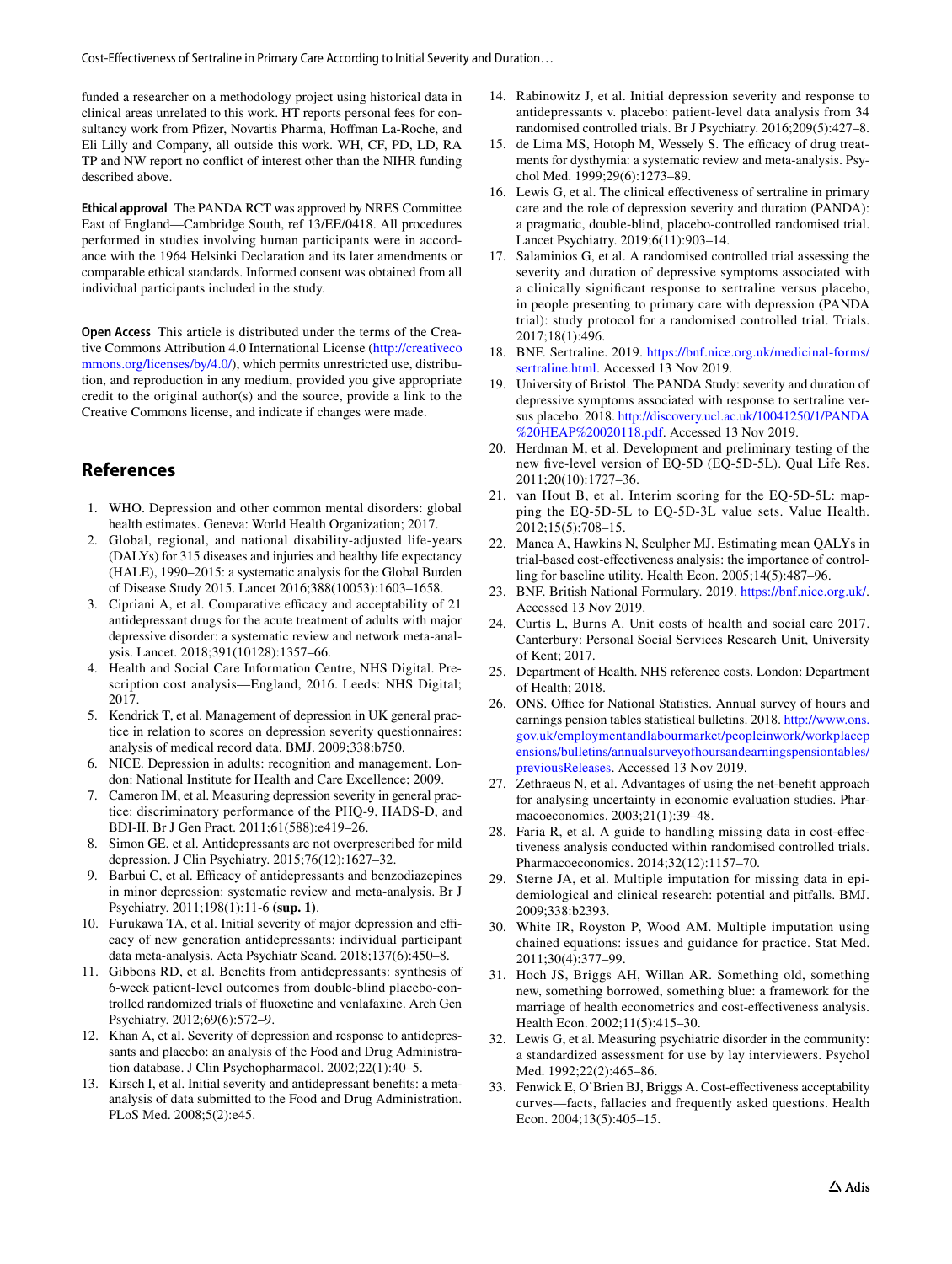funded a researcher on a methodology project using historical data in clinical areas unrelated to this work. HT reports personal fees for consultancy work from Pfizer, Novartis Pharma, Hoffman La-Roche, and Eli Lilly and Company, all outside this work. WH, CF, PD, LD, RA TP and NW report no conflict of interest other than the NIHR funding described above.

**Ethical approval** The PANDA RCT was approved by NRES Committee East of England—Cambridge South, ref 13/EE/0418. All procedures performed in studies involving human participants were in accordance with the 1964 Helsinki Declaration and its later amendments or comparable ethical standards. Informed consent was obtained from all individual participants included in the study.

**Open Access** This article is distributed under the terms of the Creative Commons Attribution 4.0 International License (http://creativecommons.org/licenses/by/4.0/), which permits unrestricted use, distribution, and reproduction in any medium, provided you give appropriate credit to the original author(s) and the source, provide a link to the Creative Commons license, and indicate if changes were made.

## References

1. WHO. Depression and other common mental disorders: global health estimates. Geneva: World Health Organization; 2017.
2. Global, regional, and national disability-adjusted life-years (DALYs) for 315 diseases and injuries and healthy life expectancy (HALE), 1990–2015: a systematic analysis for the Global Burden of Disease Study 2015. Lancet 2016;388(10053):1603–1658.
3. Cipriani A, et al. Comparative efficacy and acceptability of 21 antidepressant drugs for the acute treatment of adults with major depressive disorder: a systematic review and network meta-analysis. Lancet. 2018;391(10128):1357–66.
4. Health and Social Care Information Centre, NHS Digital. Prescription cost analysis—England, 2016. Leeds: NHS Digital; 2017.
5. Kendrick T, et al. Management of depression in UK general practice in relation to scores on depression severity questionnaires: analysis of medical record data. BMJ. 2009;338:b750.
6. NICE. Depression in adults: recognition and management. London: National Institute for Health and Care Excellence; 2009.
7. Cameron IM, et al. Measuring depression severity in general practice: discriminatory performance of the PHQ-9, HADS-D, and BDI-II. Br J Gen Pract. 2011;61(588):e419–26.
8. Simon GE, et al. Antidepressants are not overprescribed for mild depression. J Clin Psychiatry. 2015;76(12):1627–32.
9. Barbui C, et al. Efficacy of antidepressants and benzodiazepines in minor depression: systematic review and meta-analysis. Br J Psychiatry. 2011;198(1):11-6 **(sup. 1)**.
10. Furukawa TA, et al. Initial severity of major depression and efficacy of new generation antidepressants: individual participant data meta-analysis. Acta Psychiatr Scand. 2018;137(6):450–8.
11. Gibbons RD, et al. Benefits from antidepressants: synthesis of 6-week patient-level outcomes from double-blind placebo-controlled randomized trials of fluoxetine and venlafaxine. Arch Gen Psychiatry. 2012;69(6):572–9.
12. Khan A, et al. Severity of depression and response to antidepressants and placebo: an analysis of the Food and Drug Administration database. J Clin Psychopharmacol. 2002;22(1):40–5.
13. Kirsch I, et al. Initial severity and antidepressant benefits: a meta-analysis of data submitted to the Food and Drug Administration. PLoS Med. 2008;5(2):e45.
14. Rabinowitz J, et al. Initial depression severity and response to antidepressants v. placebo: patient-level data analysis from 34 randomised controlled trials. Br J Psychiatry. 2016;209(5):427–8.
15. de Lima MS, Hotoph M, Wessely S. The efficacy of drug treatments for dysthymia: a systematic review and meta-analysis. Psychol Med. 1999;29(6):1273–89.
16. Lewis G, et al. The clinical effectiveness of sertraline in primary care and the role of depression severity and duration (PANDA): a pragmatic, double-blind, placebo-controlled randomised trial. Lancet Psychiatry. 2019;6(11):903–14.
17. Salaminios G, et al. A randomised controlled trial assessing the severity and duration of depressive symptoms associated with a clinically significant response to sertraline versus placebo, in people presenting to primary care with depression (PANDA trial): study protocol for a randomised controlled trial. Trials. 2017;18(1):496.
18. BNF. Sertraline. 2019. https://bnf.nice.org.uk/medicinal-forms/sertraline.html. Accessed 13 Nov 2019.
19. University of Bristol. The PANDA Study: severity and duration of depressive symptoms associated with response to sertraline versus placebo. 2018. http://discovery.ucl.ac.uk/10041250/1/PANDA%20HEAP%20020118.pdf. Accessed 13 Nov 2019.
20. Herdman M, et al. Development and preliminary testing of the new five-level version of EQ-5D (EQ-5D-5L). Qual Life Res. 2011;20(10):1727–36.
21. van Hout B, et al. Interim scoring for the EQ-5D-5L: mapping the EQ-5D-5L to EQ-5D-3L value sets. Value Health. 2012;15(5):708–15.
22. Manca A, Hawkins N, Sculpher MJ. Estimating mean QALYs in trial-based cost-effectiveness analysis: the importance of controlling for baseline utility. Health Econ. 2005;14(5):487–96.
23. BNF. British National Formulary. 2019. https://bnf.nice.org.uk/. Accessed 13 Nov 2019.
24. Curtis L, Burns A. Unit costs of health and social care 2017. Canterbury: Personal Social Services Research Unit, University of Kent; 2017.
25. Department of Health. NHS reference costs. London: Department of Health; 2018.
26. ONS. Office for National Statistics. Annual survey of hours and earnings pension tables statistical bulletins. 2018. http://www.ons.gov.uk/employmentandlabourmarket/peopleinwork/workplacepensions/bulletins/annualsurveyofhoursandearningspensiontables/previousReleases. Accessed 13 Nov 2019.
27. Zethraeus N, et al. Advantages of using the net-benefit approach for analysing uncertainty in economic evaluation studies. Pharmacoeconomics. 2003;21(1):39–48.
28. Faria R, et al. A guide to handling missing data in cost-effectiveness analysis conducted within randomised controlled trials. Pharmacoeconomics. 2014;32(12):1157–70.
29. Sterne JA, et al. Multiple imputation for missing data in epidemiological and clinical research: potential and pitfalls. BMJ. 2009;338:b2393.
30. White IR, Royston P, Wood AM. Multiple imputation using chained equations: issues and guidance for practice. Stat Med. 2011;30(4):377–99.
31. Hoch JS, Briggs AH, Willan AR. Something old, something new, something borrowed, something blue: a framework for the marriage of health econometrics and cost-effectiveness analysis. Health Econ. 2002;11(5):415–30.
32. Lewis G, et al. Measuring psychiatric disorder in the community: a standardized assessment for use by lay interviewers. Psychol Med. 1992;22(2):465–86.
33. Fenwick E, O'Brien BJ, Briggs A. Cost-effectiveness acceptability curves—facts, fallacies and frequently asked questions. Health Econ. 2004;13(5):405–15.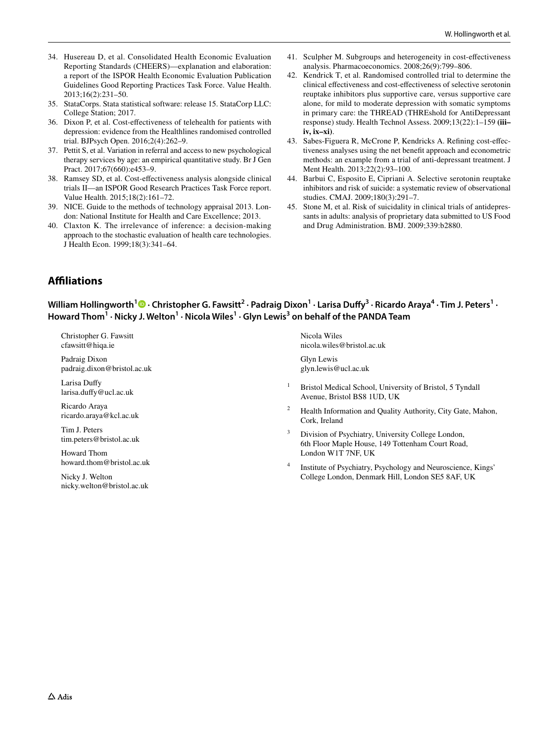34. Husereau D, et al. Consolidated Health Economic Evaluation Reporting Standards (CHEERS)—explanation and elaboration: a report of the ISPOR Health Economic Evaluation Publication Guidelines Good Reporting Practices Task Force. Value Health. 2013;16(2):231–50.
35. StataCorps. Stata statistical software: release 15. StataCorp LLC: College Station; 2017.
36. Dixon P, et al. Cost-effectiveness of telehealth for patients with depression: evidence from the Healthlines randomised controlled trial. BJPsych Open. 2016;2(4):262–9.
37. Pettit S, et al. Variation in referral and access to new psychological therapy services by age: an empirical quantitative study. Br J Gen Pract. 2017;67(660):e453–9.
38. Ramsey SD, et al. Cost-effectiveness analysis alongside clinical trials II—an ISPOR Good Research Practices Task Force report. Value Health. 2015;18(2):161–72.
39. NICE. Guide to the methods of technology appraisal 2013. London: National Institute for Health and Care Excellence; 2013.
40. Claxton K. The irrelevance of inference: a decision-making approach to the stochastic evaluation of health care technologies. J Health Econ. 1999;18(3):341–64.
41. Sculpher M. Subgroups and heterogeneity in cost-effectiveness analysis. Pharmacoeconomics. 2008;26(9):799–806.
42. Kendrick T, et al. Randomised controlled trial to determine the clinical effectiveness and cost-effectiveness of selective serotonin reuptake inhibitors plus supportive care, versus supportive care alone, for mild to moderate depression with somatic symptoms in primary care: the THREAD (THREshold for AntiDepressant response) study. Health Technol Assess. 2009;13(22):1–159 **(iii–iv, ix–xi)**.
43. Sabes-Figuera R, McCrone P, Kendricks A. Refining cost-effectiveness analyses using the net benefit approach and econometric methods: an example from a trial of anti-depressant treatment. J Ment Health. 2013;22(2):93–100.
44. Barbui C, Esposito E, Cipriani A. Selective serotonin reuptake inhibitors and risk of suicide: a systematic review of observational studies. CMAJ. 2009;180(3):291–7.
45. Stone M, et al. Risk of suicidality in clinical trials of antidepressants in adults: analysis of proprietary data submitted to US Food and Drug Administration. BMJ. 2009;339:b2880.

## Affiliations

**William Hollingworth[1] · Christopher G. Fawsitt[2] · Padraig Dixon[1] · Larisa Duffy[3] · Ricardo Araya[4] · Tim J. Peters[1] · Howard Thom[1] · Nicky J. Welton[1] · Nicola Wiles[1] · Glyn Lewis[3] on behalf of the PANDA Team**

Christopher G. Fawsitt
cfawsitt@hiqa.ie

Padraig Dixon
padraig.dixon@bristol.ac.uk

Larisa Duffy
larisa.duffy@ucl.ac.uk

Ricardo Araya
ricardo.araya@kcl.ac.uk

Tim J. Peters
tim.peters@bristol.ac.uk

Howard Thom
howard.thom@bristol.ac.uk

Nicky J. Welton
nicky.welton@bristol.ac.uk

Nicola Wiles
nicola.wiles@bristol.ac.uk

Glyn Lewis
glyn.lewis@ucl.ac.uk

[1] Bristol Medical School, University of Bristol, 5 Tyndall Avenue, Bristol BS8 1UD, UK

[2] Health Information and Quality Authority, City Gate, Mahon, Cork, Ireland

[3] Division of Psychiatry, University College London, 6th Floor Maple House, 149 Tottenham Court Road, London W1T 7NF, UK

[4] Institute of Psychiatry, Psychology and Neuroscience, Kings' College London, Denmark Hill, London SE5 8AF, UK